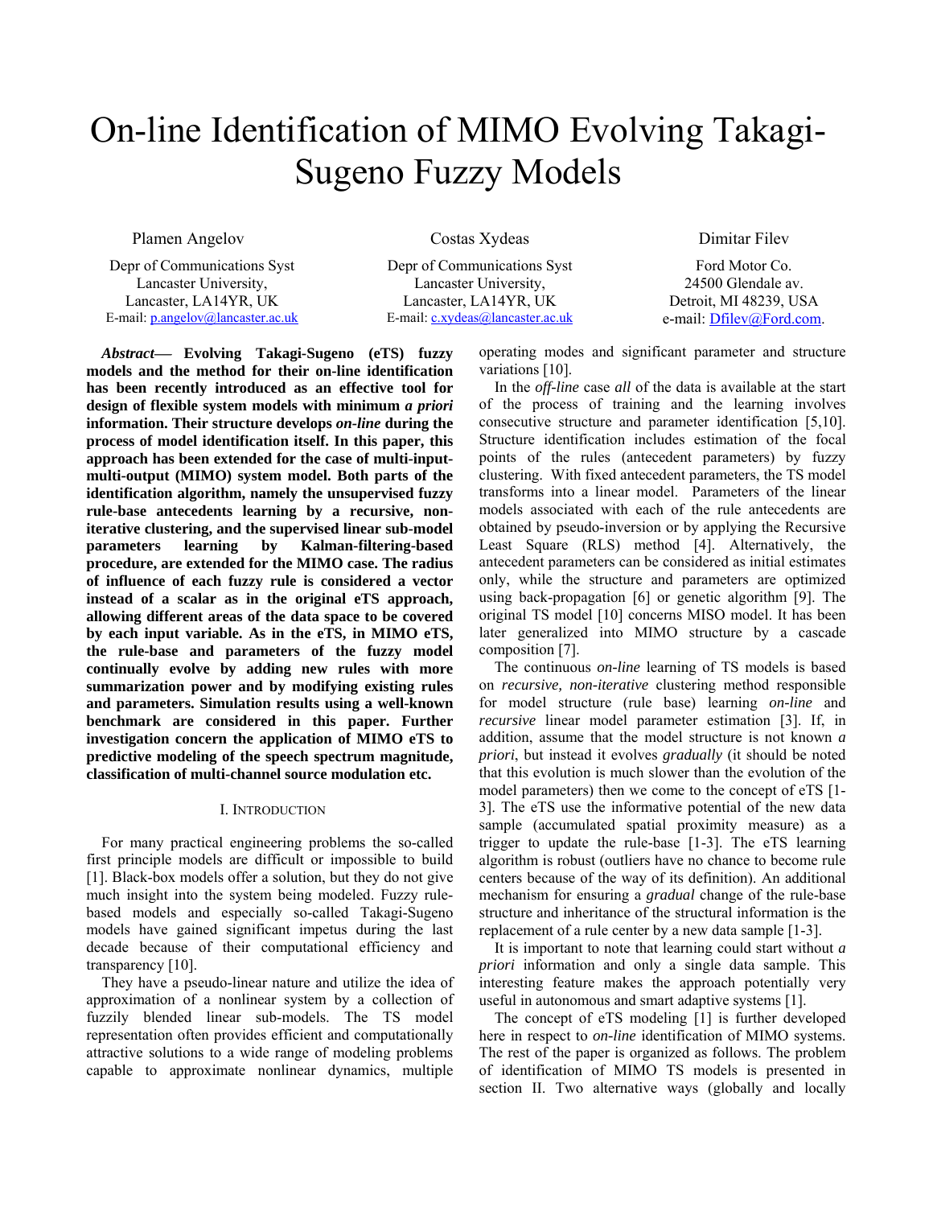# On-line Identification of MIMO Evolving Takagi-Sugeno Fuzzy Models

Plamen Angelov
Depr of Communications Syst
Lancaster University,
Lancaster, LA14YR, UK
E-mail: p.angelov@lancaster.ac.uk

Costas Xydeas
Depr of Communications Syst
Lancaster University,
Lancaster, LA14YR, UK
E-mail: c.xydeas@lancaster.ac.uk

Dimitar Filev
Ford Motor Co.
24500 Glendale av.
Detroit, MI 48239, USA
e-mail: Dfilev@Ford.com.

***Abstract*— Evolving Takagi-Sugeno (eTS) fuzzy models and the method for their on-line identification has been recently introduced as an effective tool for design of flexible system models with minimum *a priori* information. Their structure develops *on-line* during the process of model identification itself. In this paper, this approach has been extended for the case of multi-input-multi-output (MIMO) system model. Both parts of the identification algorithm, namely the unsupervised fuzzy rule-base antecedents learning by a recursive, non-iterative clustering, and the supervised linear sub-model parameters learning by Kalman-filtering-based procedure, are extended for the MIMO case. The radius of influence of each fuzzy rule is considered a vector instead of a scalar as in the original eTS approach, allowing different areas of the data space to be covered by each input variable. As in the eTS, in MIMO eTS, the rule-base and parameters of the fuzzy model continually evolve by adding new rules with more summarization power and by modifying existing rules and parameters. Simulation results using a well-known benchmark are considered in this paper. Further investigation concern the application of MIMO eTS to predictive modeling of the speech spectrum magnitude, classification of multi-channel source modulation etc.**

## I. Introduction

For many practical engineering problems the so-called first principle models are difficult or impossible to build [1]. Black-box models offer a solution, but they do not give much insight into the system being modeled. Fuzzy rule-based models and especially so-called Takagi-Sugeno models have gained significant impetus during the last decade because of their computational efficiency and transparency [10].

They have a pseudo-linear nature and utilize the idea of approximation of a nonlinear system by a collection of fuzzily blended linear sub-models. The TS model representation often provides efficient and computationally attractive solutions to a wide range of modeling problems capable to approximate nonlinear dynamics, multiple operating modes and significant parameter and structure variations [10].

In the *off-line* case *all* of the data is available at the start of the process of training and the learning involves consecutive structure and parameter identification [5,10]. Structure identification includes estimation of the focal points of the rules (antecedent parameters) by fuzzy clustering. With fixed antecedent parameters, the TS model transforms into a linear model. Parameters of the linear models associated with each of the rule antecedents are obtained by pseudo-inversion or by applying the Recursive Least Square (RLS) method [4]. Alternatively, the antecedent parameters can be considered as initial estimates only, while the structure and parameters are optimized using back-propagation [6] or genetic algorithm [9]. The original TS model [10] concerns MISO model. It has been later generalized into MIMO structure by a cascade composition [7].

The continuous *on-line* learning of TS models is based on *recursive, non-iterative* clustering method responsible for model structure (rule base) learning *on-line* and *recursive* linear model parameter estimation [3]. If, in addition, assume that the model structure is not known *a priori*, but instead it evolves *gradually* (it should be noted that this evolution is much slower than the evolution of the model parameters) then we come to the concept of eTS [1-3]. The eTS use the informative potential of the new data sample (accumulated spatial proximity measure) as a trigger to update the rule-base [1-3]. The eTS learning algorithm is robust (outliers have no chance to become rule centers because of the way of its definition). An additional mechanism for ensuring a *gradual* change of the rule-base structure and inheritance of the structural information is the replacement of a rule center by a new data sample [1-3].

It is important to note that learning could start without *a priori* information and only a single data sample. This interesting feature makes the approach potentially very useful in autonomous and smart adaptive systems [1].

The concept of eTS modeling [1] is further developed here in respect to *on-line* identification of MIMO systems. The rest of the paper is organized as follows. The problem of identification of MIMO TS models is presented in section II. Two alternative ways (globally and locally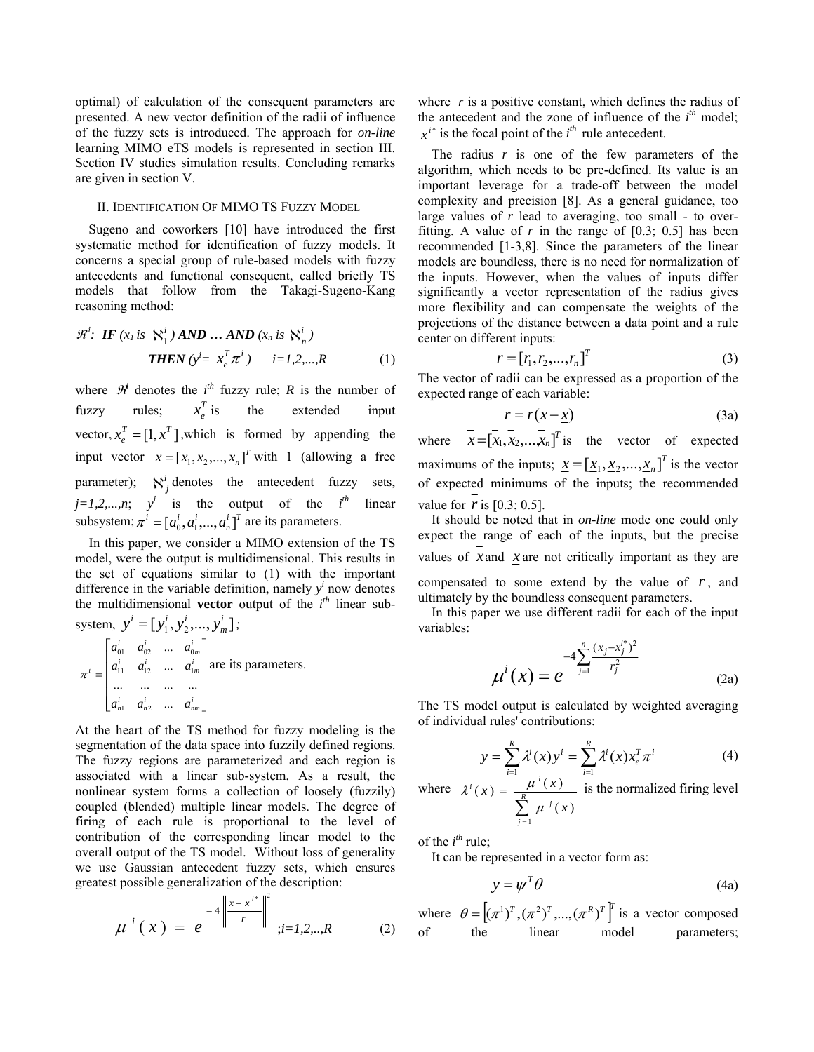optimal) of calculation of the consequent parameters are presented. A new vector definition of the radii of influence of the fuzzy sets is introduced. The approach for *on-line* learning MIMO eTS models is represented in section III. Section IV studies simulation results. Concluding remarks are given in section V.

## II. IDENTIFICATION OF MIMO TS FUZZY MODEL

Sugeno and coworkers [10] have introduced the first systematic method for identification of fuzzy models. It concerns a special group of rule-based models with fuzzy antecedents and functional consequent, called briefly TS models that follow from the Takagi-Sugeno-Kang reasoning method:

$$\mathfrak{R}^i\text{: } \textbf{IF } (x_1 \text{ is } \aleph_1^i) \textbf{ AND } \ldots \textbf{ AND } (x_n \text{ is } \aleph_n^i)$$
$$\textbf{THEN } (y^i = x_e^T \pi^i) \qquad i=1,2,...,R \tag{1}$$

where $\mathfrak{R}^i$ denotes the $i^{th}$ fuzzy rule; $R$ is the number of fuzzy rules; $x_e^T$ is the extended input vector, $x_e^T = [1, x^T]$, which is formed by appending the input vector $x = [x_1, x_2, ..., x_n]^T$ with 1 (allowing a free parameter); $\aleph_j^i$ denotes the antecedent fuzzy sets, $j=1,2,...,n$; $y^i$ is the output of the $i^{th}$ linear subsystem; $\pi^i = [a_0^i, a_1^i, ..., a_n^i]^T$ are its parameters.

In this paper, we consider a MIMO extension of the TS model, were the output is multidimensional. This results in the set of equations similar to (1) with the important difference in the variable definition, namely $y^i$ now denotes the multidimensional **vector** output of the $i^{th}$ linear sub-system, $y^i = [y_1^i, y_2^i, ..., y_m^i]$;

$$\pi^i = \begin{bmatrix} a_{01}^i & a_{02}^i & \ldots & a_{0m}^i \\ a_{11}^i & a_{12}^i & \ldots & a_{1m}^i \\ \ldots & \ldots & \ldots & \ldots \\ a_{n1}^i & a_{n2}^i & \ldots & a_{nm}^i \end{bmatrix}$$ are its parameters.

At the heart of the TS method for fuzzy modeling is the segmentation of the data space into fuzzily defined regions. The fuzzy regions are parameterized and each region is associated with a linear sub-system. As a result, the nonlinear system forms a collection of loosely (fuzzily) coupled (blended) multiple linear models. The degree of firing of each rule is proportional to the level of contribution of the corresponding linear model to the overall output of the TS model. Without loss of generality we use Gaussian antecedent fuzzy sets, which ensures greatest possible generalization of the description:

$$\mu^i(x) = e^{-4\left\|\frac{x - x^{i*}}{r}\right\|^2} \quad ;i=1,2,..,R \tag{2}$$

where $r$ is a positive constant, which defines the radius of the antecedent and the zone of influence of the $i^{th}$ model; $x^{i*}$ is the focal point of the $i^{th}$ rule antecedent.

The radius $r$ is one of the few parameters of the algorithm, which needs to be pre-defined. Its value is an important leverage for a trade-off between the model complexity and precision [8]. As a general guidance, too large values of $r$ lead to averaging, too small - to over-fitting. A value of $r$ in the range of [0.3; 0.5] has been recommended [1-3,8]. Since the parameters of the linear models are boundless, there is no need for normalization of the inputs. However, when the values of inputs differ significantly a vector representation of the radius gives more flexibility and can compensate the weights of the projections of the distance between a data point and a rule center on different inputs:

$$r = [r_1, r_2, ..., r_n]^T \tag{3}$$

The vector of radii can be expressed as a proportion of the expected range of each variable:

$$r = \bar{r}(\bar{x} - \underline{x}) \tag{3a}$$

where $\bar{x} = [\bar{x}_1, \bar{x}_2, ..., \bar{x}_n]^T$ is the vector of expected maximums of the inputs; $\underline{x} = [\underline{x}_1, \underline{x}_2, ..., \underline{x}_n]^T$ is the vector of expected minimums of the inputs; the recommended value for $\bar{r}$ is [0.3; 0.5].

It should be noted that in *on-line* mode one could only expect the range of each of the inputs, but the precise values of $\bar{x}$ and $\underline{x}$ are not critically important as they are compensated to some extend by the value of $\bar{r}$, and ultimately by the boundless consequent parameters.

In this paper we use different radii for each of the input variables:

$$\mu^i(x) = e^{-4\sum_{j=1}^{n}\frac{(x_j - x_j^{i*})^2}{r_j^2}} \tag{2a}$$

The TS model output is calculated by weighted averaging of individual rules' contributions:

$$y = \sum_{i=1}^{R} \lambda^i(x) y^i = \sum_{i=1}^{R} \lambda^i(x) x_e^T \pi^i \tag{4}$$

where $\lambda^i(x) = \frac{\mu^i(x)}{\sum_{j=1}^{R} \mu^j(x)}$ is the normalized firing level of the $i^{th}$ rule;

It can be represented in a vector form as:

$$y = \psi^T \theta \tag{4a}$$

where $\theta = \left[(\pi^1)^T, (\pi^2)^T, ..., (\pi^R)^T\right]^T$ is a vector composed of the linear model parameters;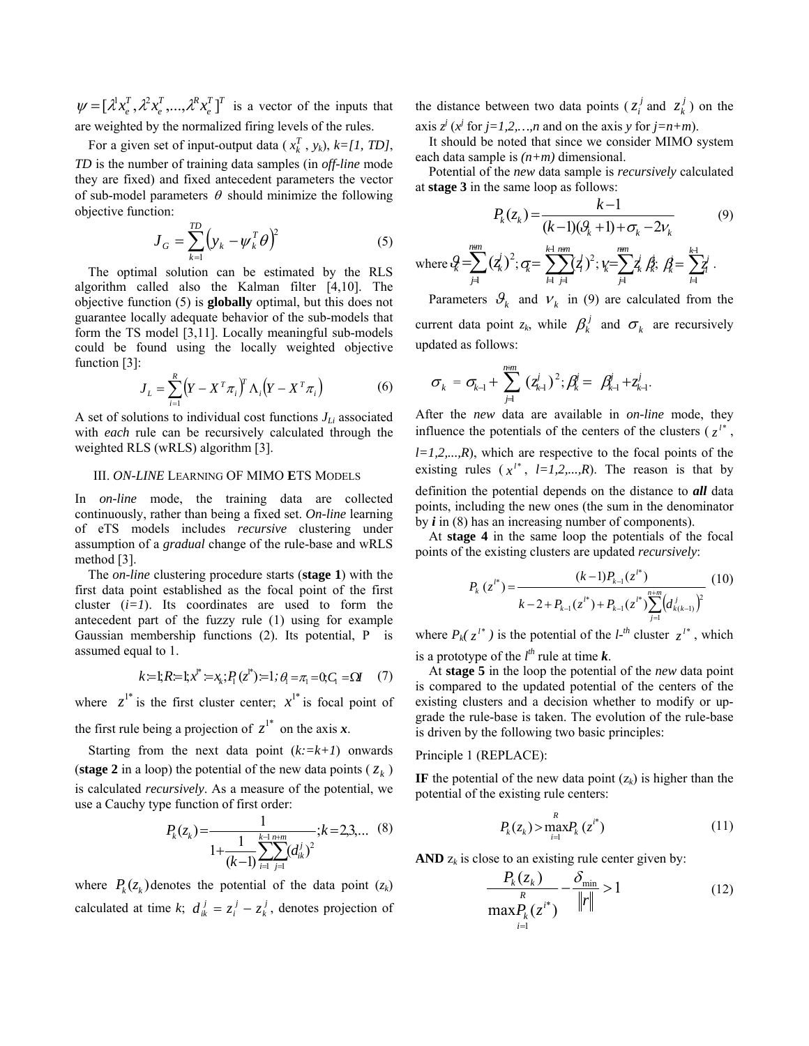$\psi = [\lambda^1 x_e^T, \lambda^2 x_e^T, ..., \lambda^R x_e^T]^T$ is a vector of the inputs that are weighted by the normalized firing levels of the rules.

For a given set of input-output data ($x_k^T$, $y_k$), *k=[1, TD]*, *TD* is the number of training data samples (in *off-line* mode they are fixed) and fixed antecedent parameters the vector of sub-model parameters $\theta$ should minimize the following objective function:

$$J_G = \sum_{k=1}^{TD} \left( y_k - \psi_k^T \theta \right)^2 \tag{5}$$

The optimal solution can be estimated by the RLS algorithm called also the Kalman filter [4,10]. The objective function (5) is **globally** optimal, but this does not guarantee locally adequate behavior of the sub-models that form the TS model [3,11]. Locally meaningful sub-models could be found using the locally weighted objective function [3]:

$$J_L = \sum_{i=1}^{R} \left( Y - X^T \pi_i \right)^T \Lambda_i \left( Y - X^T \pi_i \right) \tag{6}$$

A set of solutions to individual cost functions $J_{Li}$ associated with *each* rule can be recursively calculated through the weighted RLS (wRLS) algorithm [3].

## III. *ON-LINE* LEARNING OF MIMO **E**TS MODELS

In *on-line* mode, the training data are collected continuously, rather than being a fixed set. *On-line* learning of eTS models includes *recursive* clustering under assumption of a *gradual* change of the rule-base and wRLS method [3].

The *on-line* clustering procedure starts (**stage 1**) with the first data point established as the focal point of the first cluster (*i=1*). Its coordinates are used to form the antecedent part of the fuzzy rule (1) using for example Gaussian membership functions (2). Its potential, P is assumed equal to 1.

$$k := 1; R := 1; x^{1*} := x_k; P_1(z^{1*}) := 1; \theta_1 = \pi_1 = 0; C_1 = \Omega I \tag{7}$$

where $z^{1*}$ is the first cluster center; $x^{1*}$ is focal point of the first rule being a projection of $z^{1*}$ on the axis ***x***.

Starting from the next data point (*k:=k+1*) onwards (**stage 2** in a loop) the potential of the new data points ($z_k$) is calculated *recursively*. As a measure of the potential, we use a Cauchy type function of first order:

$$P_k(z_k) = \frac{1}{1 + \frac{1}{(k-1)} \sum_{i=1}^{k-1} \sum_{j=1}^{n+m} (d_{ik}^j)^2}; k = 2,3,... \tag{8}$$

where $P_k(z_k)$ denotes the potential of the data point ($z_k$) calculated at time *k*; $d_{ik}^j = z_i^j - z_k^j$, denotes projection of the distance between two data points ($z_i^j$ and $z_k^j$) on the axis $z^j$ ($x^j$ for *j=1,2,…,n* and on the axis *y* for *j=n+m*).

It should be noted that since we consider MIMO system each data sample is *(n+m)* dimensional.

Potential of the *new* data sample is *recursively* calculated at **stage 3** in the same loop as follows:

$$P_k(z_k) = \frac{k-1}{(k-1)(\vartheta_k + 1) + \sigma_k - 2\nu_k} \tag{9}$$

where $\vartheta_k = \sum_{j=1}^{n+m} (z_k^j)^2$; $\sigma_k = \sum_{l=1}^{k-1} \sum_{j=1}^{n+m} (z_l^j)^2$; $\nu_k = \sum_{j=1}^{n+m} z_k^j \beta_k^j$; $\beta_k^j = \sum_{l=1}^{k-1} z_l^j$.

Parameters $\vartheta_k$ and $\nu_k$ in (9) are calculated from the current data point $z_k$, while $\beta_k^j$ and $\sigma_k$ are recursively updated as follows:

$$\sigma_k = \sigma_{k-1} + \sum_{j=1}^{n+m} (z_{k-1}^j)^2; \beta_k^j = \beta_{k-1}^j + z_{k-1}^j.$$

After the *new* data are available in *on-line* mode, they influence the potentials of the centers of the clusters ($z^{l*}$, *l=1,2,...,R*), which are respective to the focal points of the existing rules ($x^{l*}$, *l=1,2,...,R*). The reason is that by definition the potential depends on the distance to ***all*** data points, including the new ones (the sum in the denominator by ***i*** in (8) has an increasing number of components).

At **stage 4** in the same loop the potentials of the focal points of the existing clusters are updated *recursively*:

$$P_k(z^{l*}) = \frac{(k-1)P_{k-1}(z^{l*})}{k - 2 + P_{k-1}(z^{l*}) + P_{k-1}(z^{l*}) \sum_{j=1}^{n+m} \left( d_{k(k-1)}^j \right)^2} \tag{10}$$

where $P_k(z^{l*})$ is the potential of the *l-th* cluster $z^{l*}$, which is a prototype of the $l^{th}$ rule at time ***k***.

At **stage 5** in the loop the potential of the *new* data point is compared to the updated potential of the centers of the existing clusters and a decision whether to modify or up-grade the rule-base is taken. The evolution of the rule-base is driven by the following two basic principles:

Principle 1 (REPLACE):

**IF** the potential of the new data point ($z_k$) is higher than the potential of the existing rule centers:

$$P_k(z_k) > \max_{i=1}^{R} P_k(z^{i*}) \tag{11}$$

**AND** $z_k$ is close to an existing rule center given by:

$$\frac{P_k(z_k)}{\max_{i=1}^{R} P_k(z^{i*})} - \frac{\delta_{\min}}{\|r\|} > 1 \tag{12}$$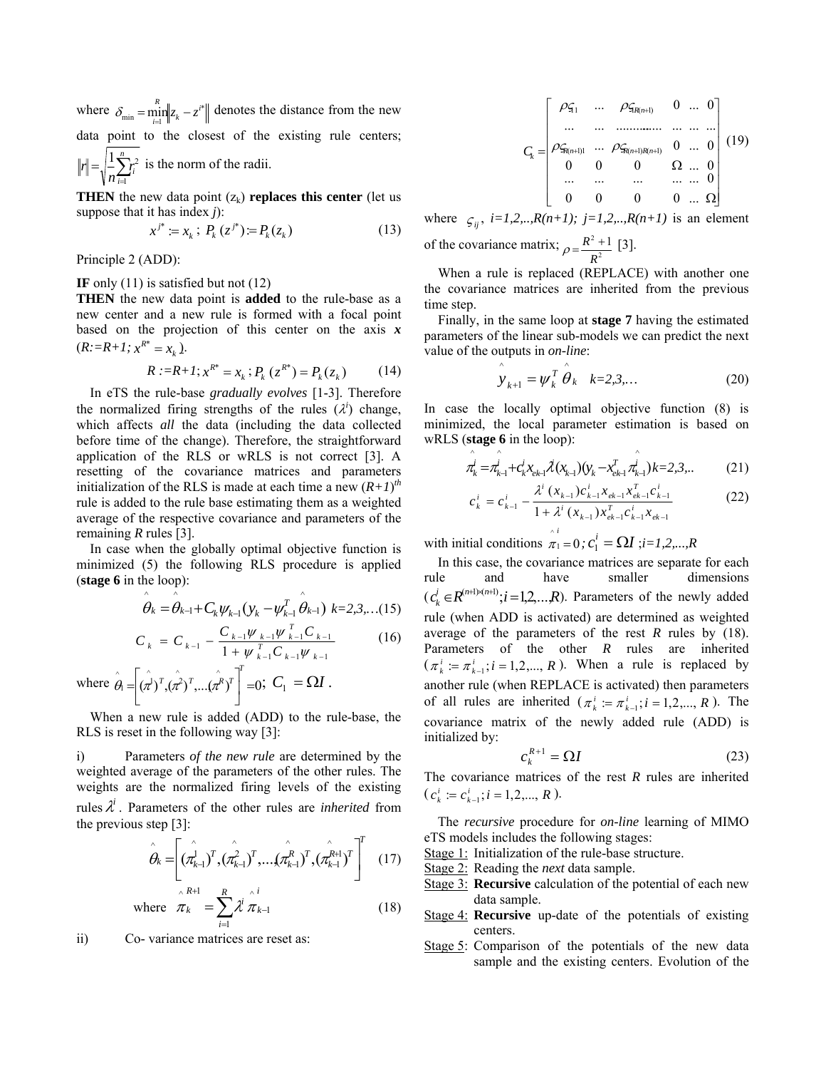where $\delta_{\min} = \min_{i=1}^{R} \left\| z_k - z^{i*} \right\|$ denotes the distance from the new data point to the closest of the existing rule centers; $\|r\| = \sqrt{\frac{1}{n}\sum_{i=1}^{n} r_i^2}$ is the norm of the radii.

**THEN** the new data point ($z_k$) **replaces this center** (let us suppose that it has index *j*):

$$x^{j*} := x_k \; ; \; P_k(z^{j*}) := P_k(z_k) \tag{13}$$

Principle 2 (ADD):

**IF** only (11) is satisfied but not (12)

**THEN** the new data point is **added** to the rule-base as a new center and a new rule is formed with a focal point based on the projection of this center on the axis ***x*** ($R:=R+1; x^{R*} = x_k$).

$$R := R+1; x^{R*} = x_k \, ; P_k(z^{R*}) = P_k(z_k) \tag{14}$$

In eTS the rule-base *gradually evolves* [1-3]. Therefore the normalized firing strengths of the rules ($\lambda^i$) change, which affects *all* the data (including the data collected before time of the change). Therefore, the straightforward application of the RLS or wRLS is not correct [3]. A resetting of the covariance matrices and parameters initialization of the RLS is made at each time a new $(R+1)^{th}$ rule is added to the rule base estimating them as a weighted average of the respective covariance and parameters of the remaining *R* rules [3].

In case when the globally optimal objective function is minimized (5) the following RLS procedure is applied (**stage 6** in the loop):

$$\hat{\theta}_k = \hat{\theta}_{k-1} + C_k \psi_{k-1}(y_k - \psi_{k-1}^T \hat{\theta}_{k-1}) \quad k=2,3,\ldots \tag{15}$$

$$C_k = C_{k-1} - \frac{C_{k-1}\psi_{k-1}\psi_{k-1}^T C_{k-1}}{1 + \psi_{k-1}^T C_{k-1}\psi_{k-1}} \tag{16}$$

where $\hat{\theta}_1 = \left[ (\hat{\pi}^1)^T, (\hat{\pi}^2)^T, \ldots (\hat{\pi}^R)^T \right]^T = 0; \; C_1 = \Omega I$.

When a new rule is added (ADD) to the rule-base, the RLS is reset in the following way [3]:

i) Parameters *of the new rule* are determined by the weighted average of the parameters of the other rules. The weights are the normalized firing levels of the existing rules $\lambda^i$. Parameters of the other rules are *inherited* from the previous step [3]:

$$\hat{\theta}_k = \left[ (\hat{\pi}_{k-1}^1)^T, (\hat{\pi}_{k-1}^2)^T, \ldots, (\hat{\pi}_{k-1}^R)^T, (\hat{\pi}_{k-1}^{R+1})^T \right]^T \tag{17}$$

$$\text{where} \quad \hat{\pi}_k^{R+1} = \sum_{i=1}^{R} \lambda^i \hat{\pi}_{k-1}^i \tag{18}$$

ii) Co- variance matrices are reset as:

$$C_k = \begin{bmatrix} \rho\varsigma_{11} & \ldots & \rho\varsigma_{1R(n+1)} & 0 & \ldots & 0 \\ \ldots & \ldots & \ldots & \ldots & \ldots & \ldots \\ \rho\varsigma_{R(n+1)1} & \ldots & \rho\varsigma_{R(n+1)R(n+1)} & 0 & \ldots & 0 \\ 0 & 0 & 0 & \Omega & \ldots & 0 \\ \ldots & \ldots & \ldots & \ldots & \ldots & 0 \\ 0 & 0 & 0 & 0 & \ldots & \Omega \end{bmatrix} \tag{19}$$

where $\varsigma_{ij}$, *i=1,2,..,R(n+1); j=1,2,..,R(n+1)* is an element of the covariance matrix; $\rho = \frac{R^2+1}{R^2}$ [3].

When a rule is replaced (REPLACE) with another one the covariance matrices are inherited from the previous time step.

Finally, in the same loop at **stage 7** having the estimated parameters of the linear sub-models we can predict the next value of the outputs in *on-line*:

$$\hat{y}_{k+1} = \psi_k^T \hat{\theta}_k \quad k=2,3,\ldots \tag{20}$$

In case the locally optimal objective function (8) is minimized, the local parameter estimation is based on wRLS (**stage 6** in the loop):

$$\hat{\pi}_k^i = \hat{\pi}_{k-1}^i + c_k^i x_{ek-1} \lambda^i(x_{k-1})(y_k - x_{ek-1}^T \hat{\pi}_{k-1}^i) \quad k=2,3,.. \tag{21}$$

$$c_k^i = c_{k-1}^i - \frac{\lambda^i(x_{k-1}) c_{k-1}^i x_{ek-1} x_{ek-1}^T c_{k-1}^i}{1 + \lambda^i(x_{k-1}) x_{ek-1}^T c_{k-1}^i x_{ek-1}} \tag{22}$$

with initial conditions $\hat{\pi}_1^i = 0; c_1^i = \Omega I; i=1,2,...,R$

In this case, the covariance matrices are separate for each rule and have smaller dimensions ($c_k^i \in R^{(n+1)\times(n+1)}; i=1,2,\ldots,R$). Parameters of the newly added rule (when ADD is activated) are determined as weighted average of the parameters of the rest *R* rules by (18). Parameters of the other *R* rules are inherited ($\pi_k^i := \pi_{k-1}^i; i=1,2,\ldots,R$). When a rule is replaced by another rule (when REPLACE is activated) then parameters of all rules are inherited ($\pi_k^i := \pi_{k-1}^i; i=1,2,\ldots,R$). The covariance matrix of the newly added rule (ADD) is initialized by:

$$c_k^{R+1} = \Omega I \tag{23}$$

The covariance matrices of the rest *R* rules are inherited ($c_k^i := c_{k-1}^i; i=1,2,\ldots,R$).

The *recursive* procedure for *on-line* learning of MIMO eTS models includes the following stages:

- Stage 1: Initialization of the rule-base structure.
- Stage 2: Reading the *next* data sample.
- Stage 3: **Recursive** calculation of the potential of each new data sample.
- Stage 4: **Recursive** up-date of the potentials of existing centers.
- Stage 5: Comparison of the potentials of the new data sample and the existing centers. Evolution of the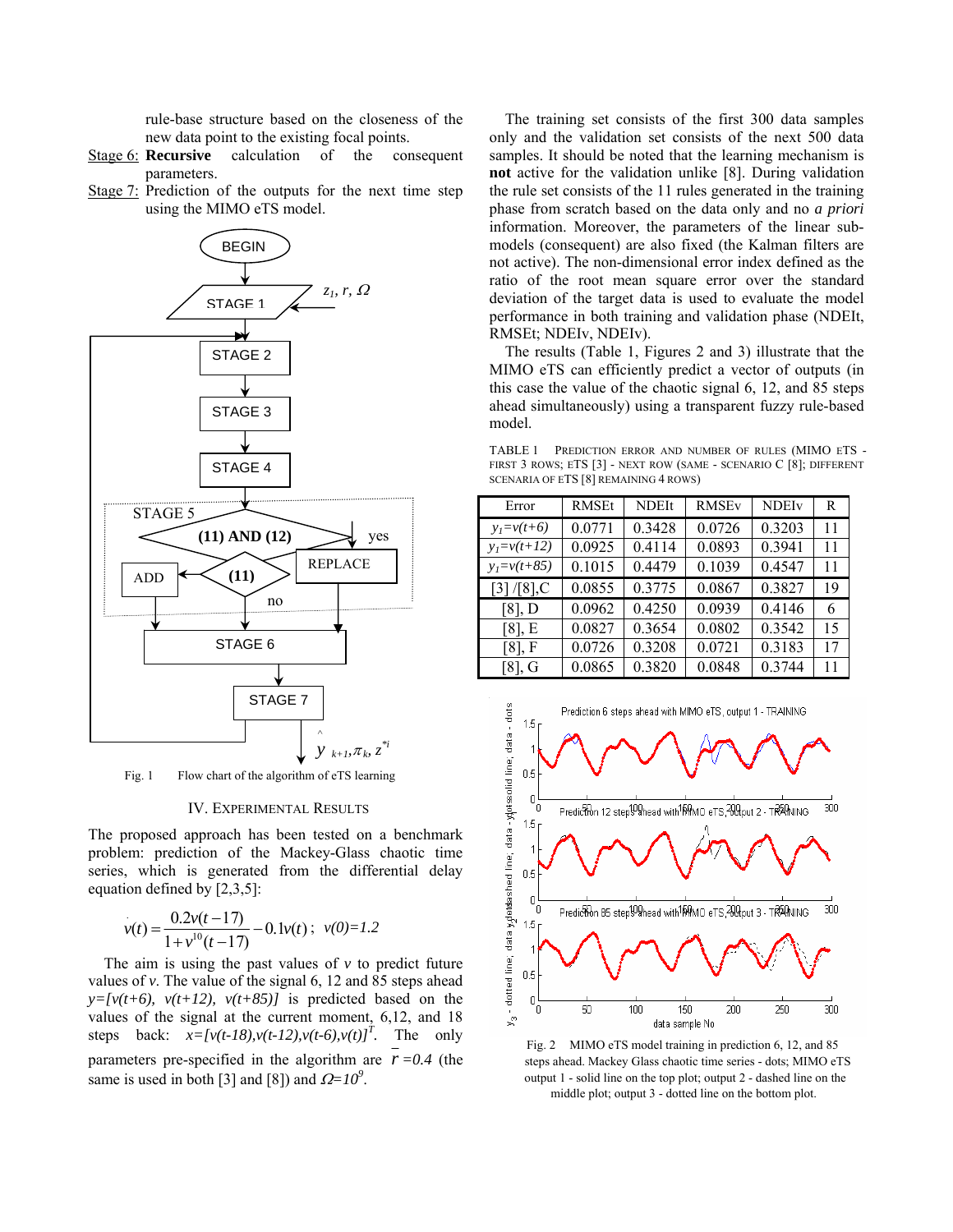rule-base structure based on the closeness of the new data point to the existing focal points.

Stage 6: **Recursive** calculation of the consequent parameters.

Stage 7: Prediction of the outputs for the next time step using the MIMO eTS model.

Fig. 1 Flow chart of the algorithm of eTS learning

## IV. Experimental Results

The proposed approach has been tested on a benchmark problem: prediction of the Mackey-Glass chaotic time series, which is generated from the differential delay equation defined by [2,3,5]:

$$\dot{v}(t) = \frac{0.2v(t-17)}{1+v^{10}(t-17)} - 0.1v(t); \quad v(0)=1.2$$

The aim is using the past values of $v$ to predict future values of $v$. The value of the signal 6, 12 and 85 steps ahead $y=[v(t+6), v(t+12), v(t+85)]$ is predicted based on the values of the signal at the current moment, 6,12, and 18 steps back: $x=[v(t-18),v(t-12),v(t-6),v(t)]^T$. The only parameters pre-specified in the algorithm are $\bar{r}=0.4$ (the same is used in both [3] and [8]) and $\Omega=10^9$.

The training set consists of the first 300 data samples only and the validation set consists of the next 500 data samples. It should be noted that the learning mechanism is **not** active for the validation unlike [8]. During validation the rule set consists of the 11 rules generated in the training phase from scratch based on the data only and no *a priori* information. Moreover, the parameters of the linear sub-models (consequent) are also fixed (the Kalman filters are not active). The non-dimensional error index defined as the ratio of the root mean square error over the standard deviation of the target data is used to evaluate the model performance in both training and validation phase (NDEIt, RMSEt; NDEIv, NDEIv).

The results (Table 1, Figures 2 and 3) illustrate that the MIMO eTS can efficiently predict a vector of outputs (in this case the value of the chaotic signal 6, 12, and 85 steps ahead simultaneously) using a transparent fuzzy rule-based model.

TABLE 1 Prediction error and number of rules (MIMO eTS - first 3 rows; eTS [3] - next row (same - scenario C [8]; different scenaria of eTS [8] remaining 4 rows)

| Error | RMSEt | NDEIt | RMSEv | NDEIv | R |
|---|---|---|---|---|---|
| $y_1=v(t+6)$ | 0.0771 | 0.3428 | 0.0726 | 0.3203 | 11 |
| $y_1=v(t+12)$ | 0.0925 | 0.4114 | 0.0893 | 0.3941 | 11 |
| $y_1=v(t+85)$ | 0.1015 | 0.4479 | 0.1039 | 0.4547 | 11 |
| [3] /[8],C | 0.0855 | 0.3775 | 0.0867 | 0.3827 | 19 |
| [8], D | 0.0962 | 0.4250 | 0.0939 | 0.4146 | 6 |
| [8], E | 0.0827 | 0.3654 | 0.0802 | 0.3542 | 15 |
| [8], F | 0.0726 | 0.3208 | 0.0721 | 0.3183 | 17 |
| [8], G | 0.0865 | 0.3820 | 0.0848 | 0.3744 | 11 |

Fig. 2 MIMO eTS model training in prediction 6, 12, and 85 steps ahead. Mackey Glass chaotic time series - dots; MIMO eTS output 1 - solid line on the top plot; output 2 - dashed line on the middle plot; output 3 - dotted line on the bottom plot.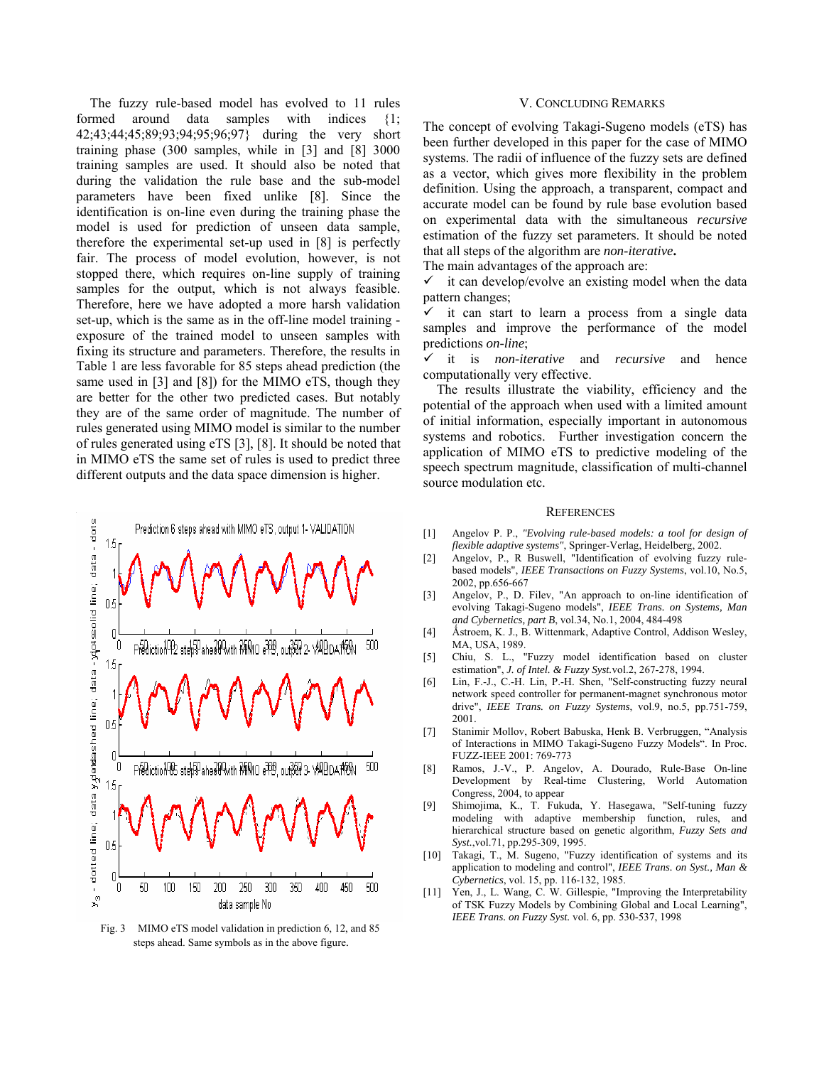The fuzzy rule-based model has evolved to 11 rules formed around data samples with indices {1; 42;43;44;45;89;93;94;95;96;97} during the very short training phase (300 samples, while in [3] and [8] 3000 training samples are used. It should also be noted that during the validation the rule base and the sub-model parameters have been fixed unlike [8]. Since the identification is on-line even during the training phase the model is used for prediction of unseen data sample, therefore the experimental set-up used in [8] is perfectly fair. The process of model evolution, however, is not stopped there, which requires on-line supply of training samples for the output, which is not always feasible. Therefore, here we have adopted a more harsh validation set-up, which is the same as in the off-line model training - exposure of the trained model to unseen samples with fixing its structure and parameters. Therefore, the results in Table 1 are less favorable for 85 steps ahead prediction (the same used in [3] and [8]) for the MIMO eTS, though they are better for the other two predicted cases. But notably they are of the same order of magnitude. The number of rules generated using MIMO model is similar to the number of rules generated using eTS [3], [8]. It should be noted that in MIMO eTS the same set of rules is used to predict three different outputs and the data space dimension is higher.

Prediction 6 steps ahead with MIMO eTS, output 1- VALIDATION

Prediction 12 steps ahead with MIMO eTS, output 2- VALIDATION

Prediction 85 steps ahead with MIMO eTS, output 3- VALIDATION

$y_3$ - dotted line; data $y_2$ dashed line, data - $y_1$ solid line, data - dots

data sample No

Fig. 3 MIMO eTS model validation in prediction 6, 12, and 85 steps ahead. Same symbols as in the above figure.

## V. Concluding Remarks

The concept of evolving Takagi-Sugeno models (eTS) has been further developed in this paper for the case of MIMO systems. The radii of influence of the fuzzy sets are defined as a vector, which gives more flexibility in the problem definition. Using the approach, a transparent, compact and accurate model can be found by rule base evolution based on experimental data with the simultaneous *recursive* estimation of the fuzzy set parameters. It should be noted that all steps of the algorithm are *non-iterative***.**

The main advantages of the approach are:

- ✓ it can develop/evolve an existing model when the data pattern changes;
- ✓ it can start to learn a process from a single data samples and improve the performance of the model predictions *on-line*;
- ✓ it is *non-iterative* and *recursive* and hence computationally very effective.

The results illustrate the viability, efficiency and the potential of the approach when used with a limited amount of initial information, especially important in autonomous systems and robotics. Further investigation concern the application of MIMO eTS to predictive modeling of the speech spectrum magnitude, classification of multi-channel source modulation etc.

## References

[1] Angelov P. P., *"Evolving rule-based models: a tool for design of flexible adaptive systems"*, Springer-Verlag, Heidelberg, 2002.

[2] Angelov, P., R Buswell, "Identification of evolving fuzzy rule-based models", *IEEE Transactions on Fuzzy Systems*, vol.10, No.5, 2002, pp.656-667

[3] Angelov, P., D. Filev, "An approach to on-line identification of evolving Takagi-Sugeno models", *IEEE Trans. on Systems, Man and Cybernetics, part B*, vol.34, No.1, 2004, 484-498

[4] Åstroem, K. J., B. Wittenmark, Adaptive Control, Addison Wesley, MA, USA, 1989.

[5] Chiu, S. L., "Fuzzy model identification based on cluster estimation", *J. of Intel. & Fuzzy Syst.*vol.2, 267-278, 1994.

[6] Lin, F.-J., C.-H. Lin, P.-H. Shen, "Self-constructing fuzzy neural network speed controller for permanent-magnet synchronous motor drive", *IEEE Trans. on Fuzzy Systems*, vol.9, no.5, pp.751-759, 2001.

[7] Stanimir Mollov, Robert Babuska, Henk B. Verbruggen, "Analysis of Interactions in MIMO Takagi-Sugeno Fuzzy Models". In Proc. FUZZ-IEEE 2001: 769-773

[8] Ramos, J.-V., P. Angelov, A. Dourado, Rule-Base On-line Development by Real-time Clustering, World Automation Congress, 2004, to appear

[9] Shimojima, K., T. Fukuda, Y. Hasegawa, "Self-tuning fuzzy modeling with adaptive membership function, rules, and hierarchical structure based on genetic algorithm, *Fuzzy Sets and Syst.*,vol.71, pp.295-309, 1995.

[10] Takagi, T., M. Sugeno, "Fuzzy identification of systems and its application to modeling and control", *IEEE Trans. on Syst., Man & Cybernetics*, vol. 15, pp. 116-132, 1985.

[11] Yen, J., L. Wang, C. W. Gillespie, "Improving the Interpretability of TSK Fuzzy Models by Combining Global and Local Learning", *IEEE Trans. on Fuzzy Syst.* vol. 6, pp. 530-537, 1998